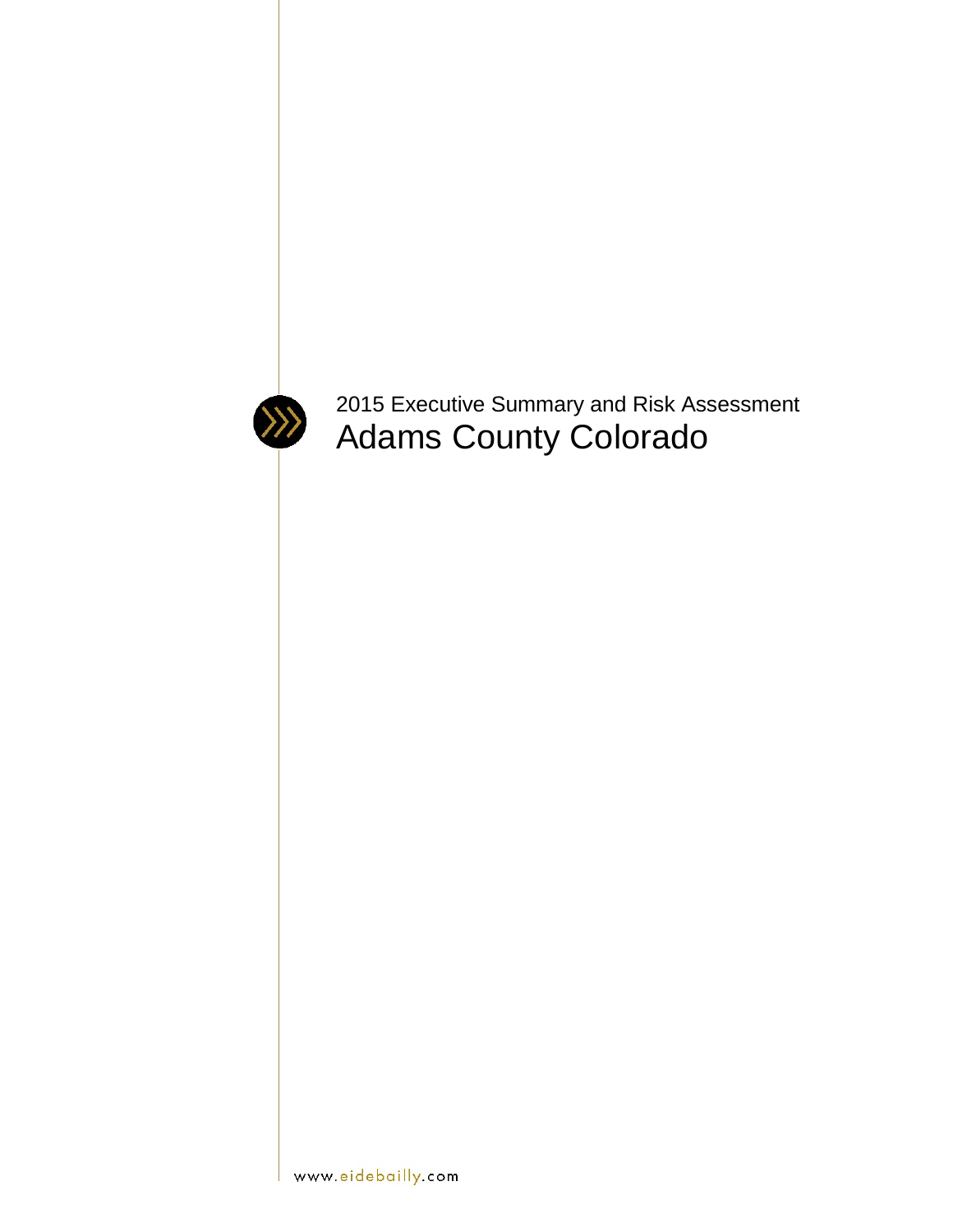2015 Executive Summary and Risk Assessment

# Adams County Colorado

www.eidebailly.com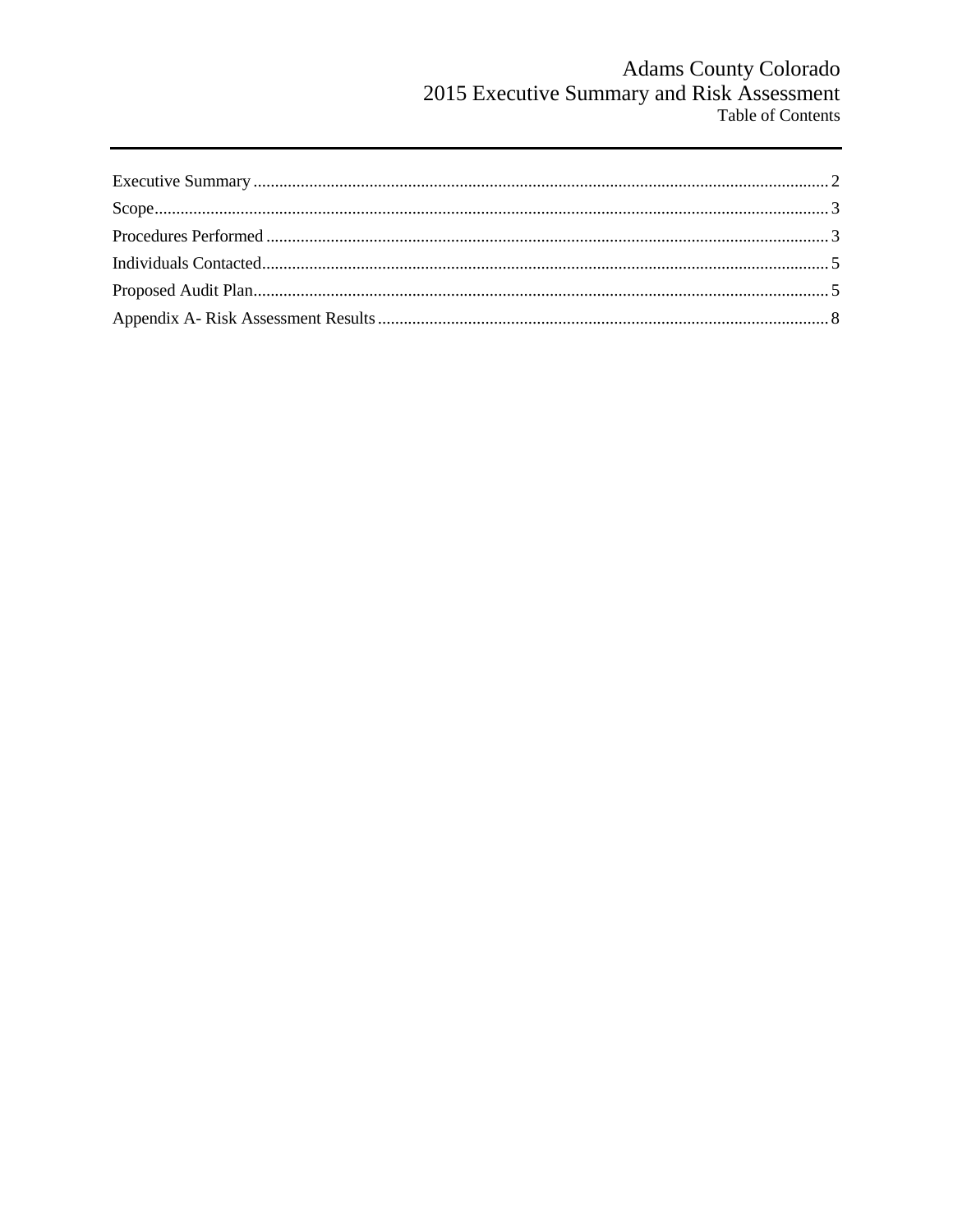# Table of Contents

Executive Summary ..... 2

Scope ..... 3

Procedures Performed ..... 3

Individuals Contacted ..... 5

Proposed Audit Plan ..... 5

Appendix A- Risk Assessment Results ..... 8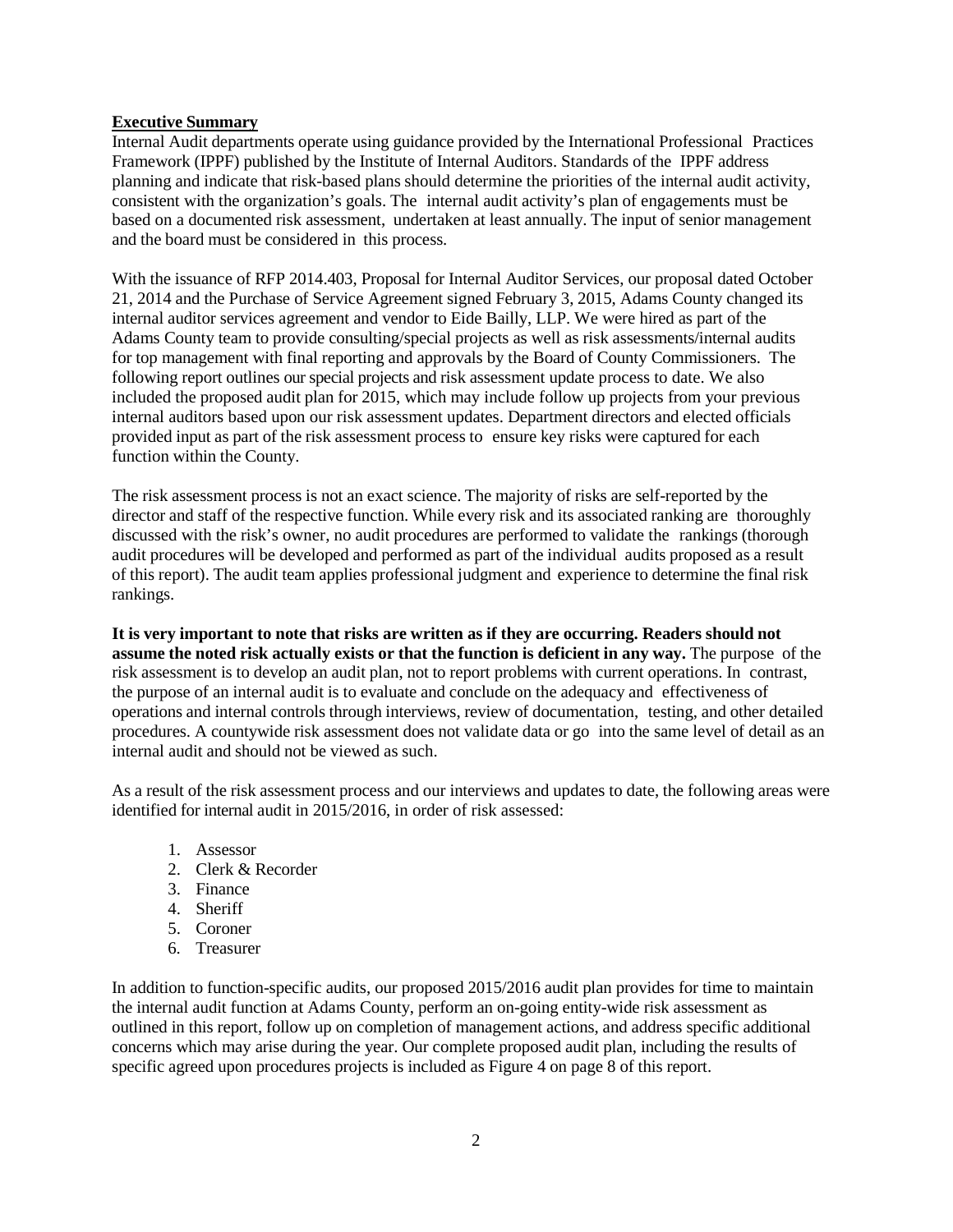**Executive Summary**

Internal Audit departments operate using guidance provided by the International Professional Practices Framework (IPPF) published by the Institute of Internal Auditors. Standards of the IPPF address planning and indicate that risk-based plans should determine the priorities of the internal audit activity, consistent with the organization's goals. The internal audit activity's plan of engagements must be based on a documented risk assessment, undertaken at least annually. The input of senior management and the board must be considered in this process.

With the issuance of RFP 2014.403, Proposal for Internal Auditor Services, our proposal dated October 21, 2014 and the Purchase of Service Agreement signed February 3, 2015, Adams County changed its internal auditor services agreement and vendor to Eide Bailly, LLP. We were hired as part of the Adams County team to provide consulting/special projects as well as risk assessments/internal audits for top management with final reporting and approvals by the Board of County Commissioners. The following report outlines our special projects and risk assessment update process to date. We also included the proposed audit plan for 2015, which may include follow up projects from your previous internal auditors based upon our risk assessment updates. Department directors and elected officials provided input as part of the risk assessment process to ensure key risks were captured for each function within the County.

The risk assessment process is not an exact science. The majority of risks are self-reported by the director and staff of the respective function. While every risk and its associated ranking are thoroughly discussed with the risk's owner, no audit procedures are performed to validate the rankings (thorough audit procedures will be developed and performed as part of the individual audits proposed as a result of this report). The audit team applies professional judgment and experience to determine the final risk rankings.

**It is very important to note that risks are written as if they are occurring. Readers should not assume the noted risk actually exists or that the function is deficient in any way.** The purpose of the risk assessment is to develop an audit plan, not to report problems with current operations. In contrast, the purpose of an internal audit is to evaluate and conclude on the adequacy and effectiveness of operations and internal controls through interviews, review of documentation, testing, and other detailed procedures. A countywide risk assessment does not validate data or go into the same level of detail as an internal audit and should not be viewed as such.

As a result of the risk assessment process and our interviews and updates to date, the following areas were identified for internal audit in 2015/2016, in order of risk assessed:

1. Assessor
2. Clerk & Recorder
3. Finance
4. Sheriff
5. Coroner
6. Treasurer

In addition to function-specific audits, our proposed 2015/2016 audit plan provides for time to maintain the internal audit function at Adams County, perform an on-going entity-wide risk assessment as outlined in this report, follow up on completion of management actions, and address specific additional concerns which may arise during the year. Our complete proposed audit plan, including the results of specific agreed upon procedures projects is included as Figure 4 on page 8 of this report.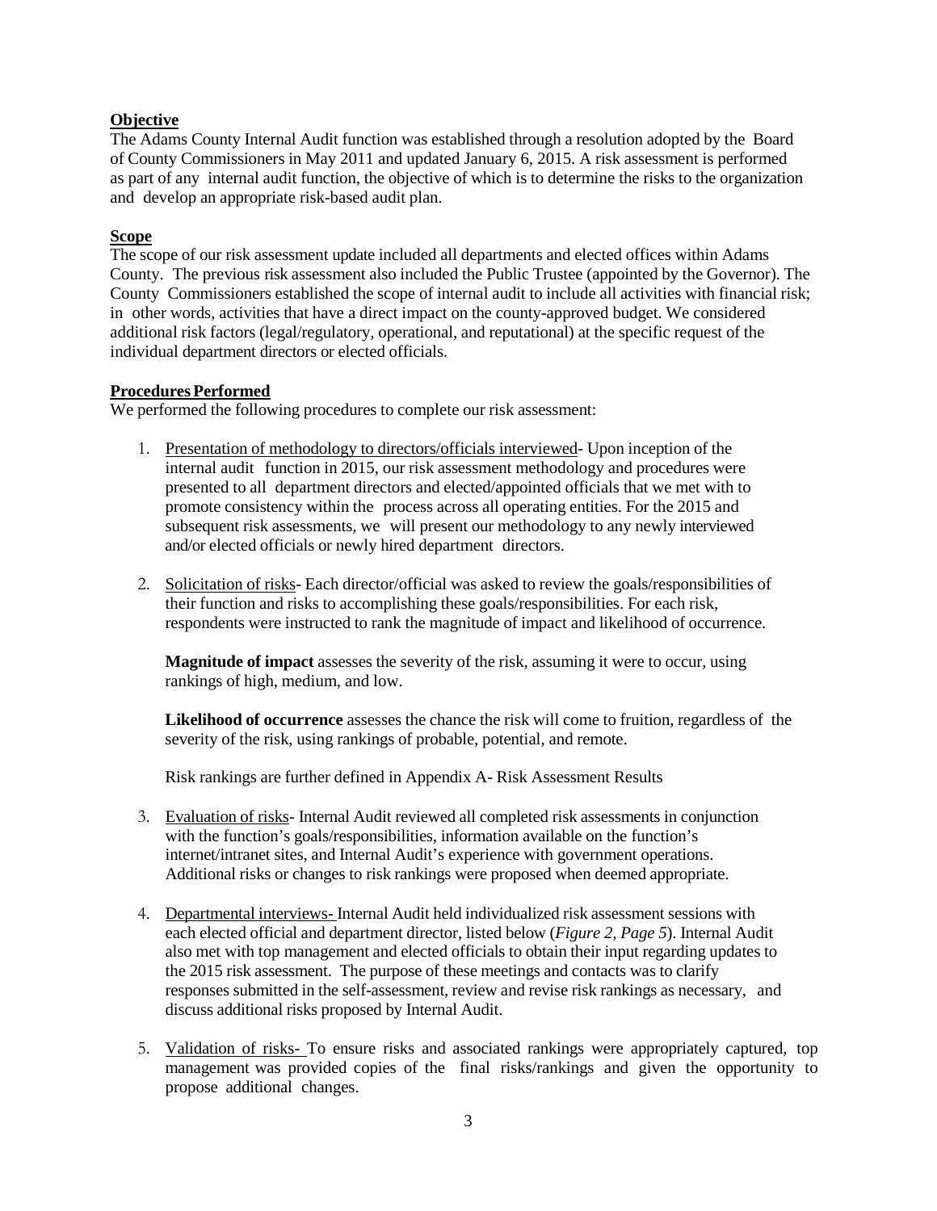**Objective**

The Adams County Internal Audit function was established through a resolution adopted by the Board of County Commissioners in May 2011 and updated January 6, 2015. A risk assessment is performed as part of any internal audit function, the objective of which is to determine the risks to the organization and develop an appropriate risk-based audit plan.

**Scope**

The scope of our risk assessment update included all departments and elected offices within Adams County. The previous risk assessment also included the Public Trustee (appointed by the Governor). The County Commissioners established the scope of internal audit to include all activities with financial risk; in other words, activities that have a direct impact on the county-approved budget. We considered additional risk factors (legal/regulatory, operational, and reputational) at the specific request of the individual department directors or elected officials.

**Procedures Performed**

We performed the following procedures to complete our risk assessment:

1. Presentation of methodology to directors/officials interviewed- Upon inception of the internal audit function in 2015, our risk assessment methodology and procedures were presented to all department directors and elected/appointed officials that we met with to promote consistency within the process across all operating entities. For the 2015 and subsequent risk assessments, we will present our methodology to any newly interviewed and/or elected officials or newly hired department directors.

2. Solicitation of risks- Each director/official was asked to review the goals/responsibilities of their function and risks to accomplishing these goals/responsibilities. For each risk, respondents were instructed to rank the magnitude of impact and likelihood of occurrence.

   **Magnitude of impact** assesses the severity of the risk, assuming it were to occur, using rankings of high, medium, and low.

   **Likelihood of occurrence** assesses the chance the risk will come to fruition, regardless of the severity of the risk, using rankings of probable, potential, and remote.

   Risk rankings are further defined in Appendix A- Risk Assessment Results

3. Evaluation of risks- Internal Audit reviewed all completed risk assessments in conjunction with the function's goals/responsibilities, information available on the function's internet/intranet sites, and Internal Audit's experience with government operations. Additional risks or changes to risk rankings were proposed when deemed appropriate.

4. Departmental interviews- Internal Audit held individualized risk assessment sessions with each elected official and department director, listed below (*Figure 2, Page 5*). Internal Audit also met with top management and elected officials to obtain their input regarding updates to the 2015 risk assessment. The purpose of these meetings and contacts was to clarify responses submitted in the self-assessment, review and revise risk rankings as necessary, and discuss additional risks proposed by Internal Audit.

5. Validation of risks- To ensure risks and associated rankings were appropriately captured, top management was provided copies of the final risks/rankings and given the opportunity to propose additional changes.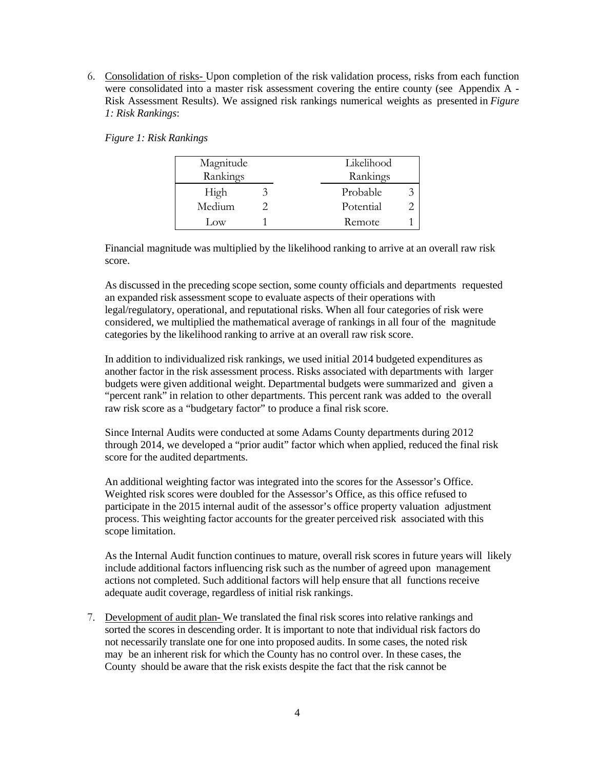6. Consolidation of risks- Upon completion of the risk validation process, risks from each function were consolidated into a master risk assessment covering the entire county (see Appendix A - Risk Assessment Results). We assigned risk rankings numerical weights as presented in *Figure 1: Risk Rankings*:

   *Figure 1: Risk Rankings*

   | Magnitude Rankings | | | Likelihood Rankings | |
   |---|---|---|---|---|
   | High | 3 | | Probable | 3 |
   | Medium | 2 | | Potential | 2 |
   | Low | 1 | | Remote | 1 |

   Financial magnitude was multiplied by the likelihood ranking to arrive at an overall raw risk score.

   As discussed in the preceding scope section, some county officials and departments requested an expanded risk assessment scope to evaluate aspects of their operations with legal/regulatory, operational, and reputational risks. When all four categories of risk were considered, we multiplied the mathematical average of rankings in all four of the magnitude categories by the likelihood ranking to arrive at an overall raw risk score.

   In addition to individualized risk rankings, we used initial 2014 budgeted expenditures as another factor in the risk assessment process. Risks associated with departments with larger budgets were given additional weight. Departmental budgets were summarized and given a "percent rank" in relation to other departments. This percent rank was added to the overall raw risk score as a "budgetary factor" to produce a final risk score.

   Since Internal Audits were conducted at some Adams County departments during 2012 through 2014, we developed a "prior audit" factor which when applied, reduced the final risk score for the audited departments.

   An additional weighting factor was integrated into the scores for the Assessor's Office. Weighted risk scores were doubled for the Assessor's Office, as this office refused to participate in the 2015 internal audit of the assessor's office property valuation adjustment process. This weighting factor accounts for the greater perceived risk associated with this scope limitation.

   As the Internal Audit function continues to mature, overall risk scores in future years will likely include additional factors influencing risk such as the number of agreed upon management actions not completed. Such additional factors will help ensure that all functions receive adequate audit coverage, regardless of initial risk rankings.

7. Development of audit plan- We translated the final risk scores into relative rankings and sorted the scores in descending order. It is important to note that individual risk factors do not necessarily translate one for one into proposed audits. In some cases, the noted risk may be an inherent risk for which the County has no control over. In these cases, the County should be aware that the risk exists despite the fact that the risk cannot be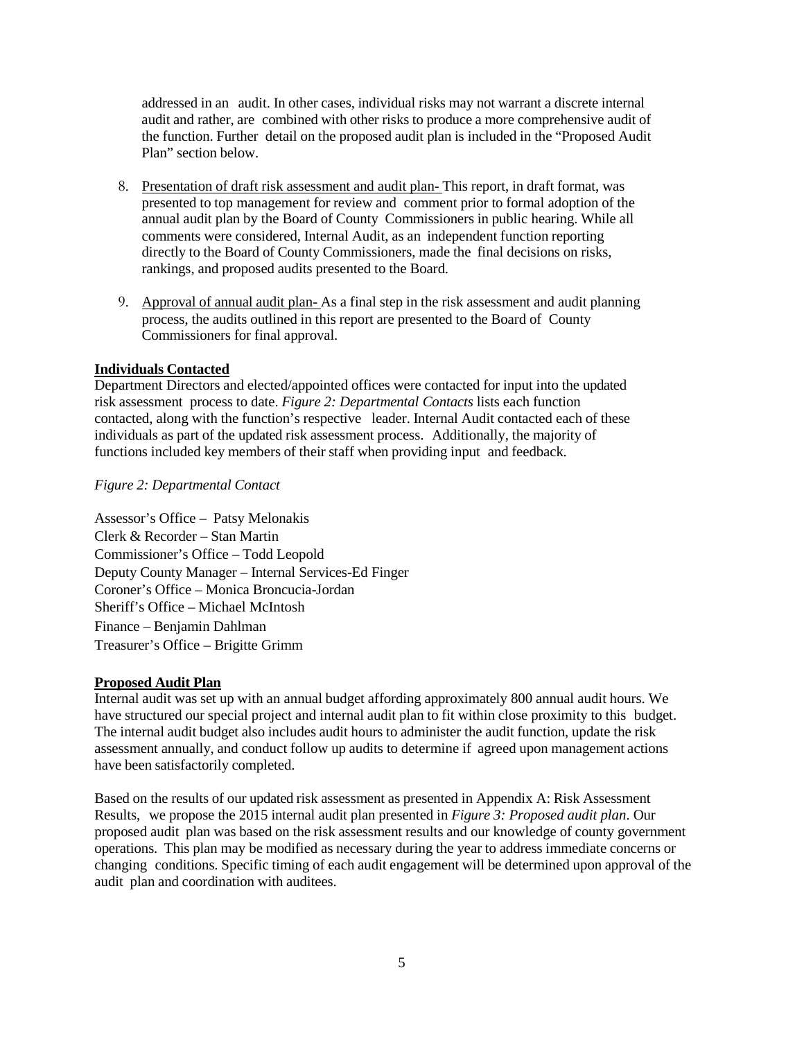addressed in an audit. In other cases, individual risks may not warrant a discrete internal audit and rather, are combined with other risks to produce a more comprehensive audit of the function. Further detail on the proposed audit plan is included in the "Proposed Audit Plan" section below.

8. Presentation of draft risk assessment and audit plan- This report, in draft format, was presented to top management for review and comment prior to formal adoption of the annual audit plan by the Board of County Commissioners in public hearing. While all comments were considered, Internal Audit, as an independent function reporting directly to the Board of County Commissioners, made the final decisions on risks, rankings, and proposed audits presented to the Board.

9. Approval of annual audit plan- As a final step in the risk assessment and audit planning process, the audits outlined in this report are presented to the Board of County Commissioners for final approval.

**Individuals Contacted**

Department Directors and elected/appointed offices were contacted for input into the updated risk assessment process to date. *Figure 2: Departmental Contacts* lists each function contacted, along with the function's respective leader. Internal Audit contacted each of these individuals as part of the updated risk assessment process. Additionally, the majority of functions included key members of their staff when providing input and feedback.

*Figure 2: Departmental Contact*

Assessor's Office – Patsy Melonakis
Clerk & Recorder – Stan Martin
Commissioner's Office – Todd Leopold
Deputy County Manager – Internal Services-Ed Finger
Coroner's Office – Monica Broncucia-Jordan
Sheriff's Office – Michael McIntosh
Finance – Benjamin Dahlman
Treasurer's Office – Brigitte Grimm

**Proposed Audit Plan**

Internal audit was set up with an annual budget affording approximately 800 annual audit hours. We have structured our special project and internal audit plan to fit within close proximity to this budget. The internal audit budget also includes audit hours to administer the audit function, update the risk assessment annually, and conduct follow up audits to determine if agreed upon management actions have been satisfactorily completed.

Based on the results of our updated risk assessment as presented in Appendix A: Risk Assessment Results, we propose the 2015 internal audit plan presented in *Figure 3: Proposed audit plan*. Our proposed audit plan was based on the risk assessment results and our knowledge of county government operations. This plan may be modified as necessary during the year to address immediate concerns or changing conditions. Specific timing of each audit engagement will be determined upon approval of the audit plan and coordination with auditees.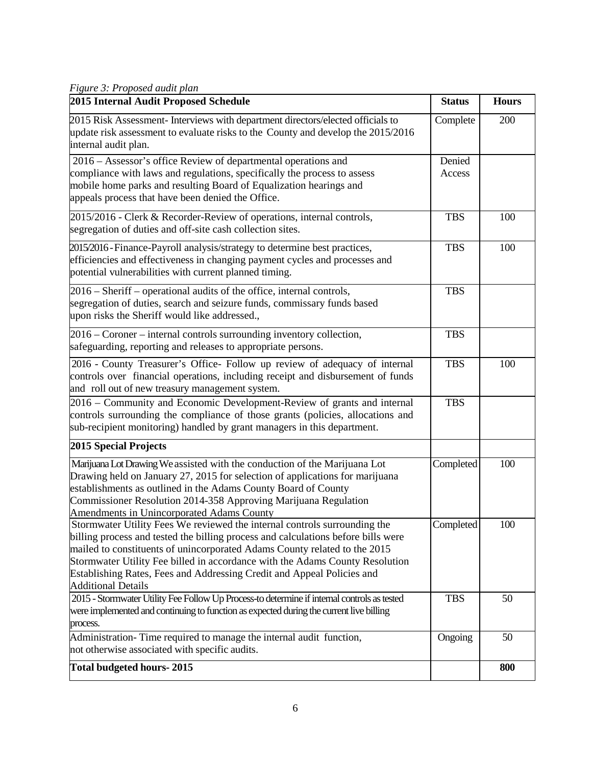*Figure 3: Proposed audit plan*

| 2015 Internal Audit Proposed Schedule | Status | Hours |
|---|---|---|
| 2015 Risk Assessment- Interviews with department directors/elected officials to update risk assessment to evaluate risks to the County and develop the 2015/2016 internal audit plan. | Complete | 200 |
| 2016 – Assessor's office Review of departmental operations and compliance with laws and regulations, specifically the process to assess mobile home parks and resulting Board of Equalization hearings and appeals process that have been denied the Office. | Denied Access | |
| 2015/2016 - Clerk & Recorder-Review of operations, internal controls, segregation of duties and off-site cash collection sites. | TBS | 100 |
| 2015/2016 - Finance-Payroll analysis/strategy to determine best practices, efficiencies and effectiveness in changing payment cycles and processes and potential vulnerabilities with current planned timing. | TBS | 100 |
| 2016 – Sheriff – operational audits of the office, internal controls, segregation of duties, search and seizure funds, commissary funds based upon risks the Sheriff would like addressed., | TBS | |
| 2016 – Coroner – internal controls surrounding inventory collection, safeguarding, reporting and releases to appropriate persons. | TBS | |
| 2016 - County Treasurer's Office- Follow up review of adequacy of internal controls over financial operations, including receipt and disbursement of funds and roll out of new treasury management system. | TBS | 100 |
| 2016 – Community and Economic Development-Review of grants and internal controls surrounding the compliance of those grants (policies, allocations and sub-recipient monitoring) handled by grant managers in this department. | TBS | |
| **2015 Special Projects** | | |
| Marijuana Lot Drawing We assisted with the conduction of the Marijuana Lot Drawing held on January 27, 2015 for selection of applications for marijuana establishments as outlined in the Adams County Board of County Commissioner Resolution 2014-358 Approving Marijuana Regulation Amendments in Unincorporated Adams County | Completed | 100 |
| Stormwater Utility Fees We reviewed the internal controls surrounding the billing process and tested the billing process and calculations before bills were mailed to constituents of unincorporated Adams County related to the 2015 Stormwater Utility Fee billed in accordance with the Adams County Resolution Establishing Rates, Fees and Addressing Credit and Appeal Policies and Additional Details | Completed | 100 |
| 2015 - Stormwater Utility Fee Follow Up Process-to determine if internal controls as tested were implemented and continuing to function as expected during the current live billing process. | TBS | 50 |
| Administration- Time required to manage the internal audit function, not otherwise associated with specific audits. | Ongoing | 50 |
| **Total budgeted hours- 2015** | | **800** |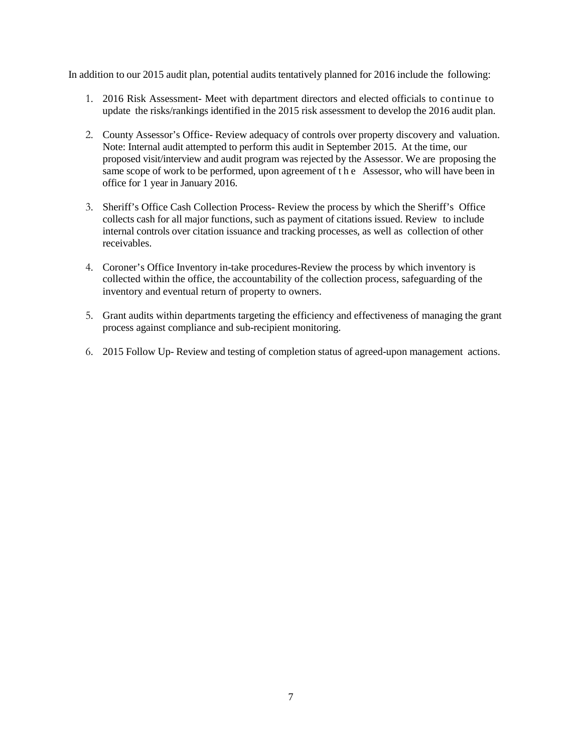In addition to our 2015 audit plan, potential audits tentatively planned for 2016 include the following:

1. 2016 Risk Assessment- Meet with department directors and elected officials to continue to update the risks/rankings identified in the 2015 risk assessment to develop the 2016 audit plan.

2. County Assessor's Office- Review adequacy of controls over property discovery and valuation. Note: Internal audit attempted to perform this audit in September 2015. At the time, our proposed visit/interview and audit program was rejected by the Assessor. We are proposing the same scope of work to be performed, upon agreement of the Assessor, who will have been in office for 1 year in January 2016.

3. Sheriff's Office Cash Collection Process- Review the process by which the Sheriff's Office collects cash for all major functions, such as payment of citations issued. Review to include internal controls over citation issuance and tracking processes, as well as collection of other receivables.

4. Coroner's Office Inventory in-take procedures-Review the process by which inventory is collected within the office, the accountability of the collection process, safeguarding of the inventory and eventual return of property to owners.

5. Grant audits within departments targeting the efficiency and effectiveness of managing the grant process against compliance and sub-recipient monitoring.

6. 2015 Follow Up- Review and testing of completion status of agreed-upon management actions.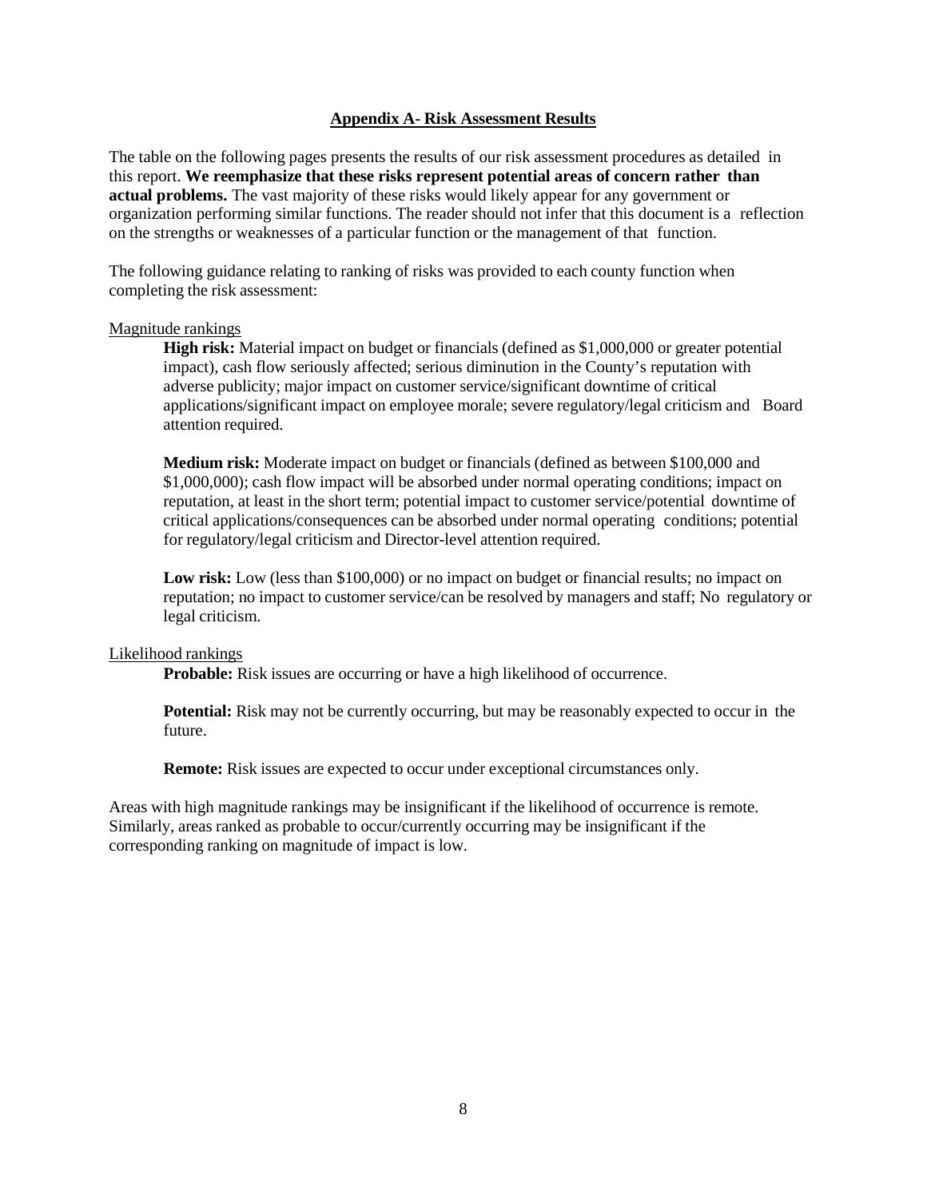## Appendix A- Risk Assessment Results

The table on the following pages presents the results of our risk assessment procedures as detailed in this report. **We reemphasize that these risks represent potential areas of concern rather than actual problems.** The vast majority of these risks would likely appear for any government or organization performing similar functions. The reader should not infer that this document is a reflection on the strengths or weaknesses of a particular function or the management of that function.

The following guidance relating to ranking of risks was provided to each county function when completing the risk assessment:

Magnitude rankings

> **High risk:** Material impact on budget or financials (defined as $1,000,000 or greater potential impact), cash flow seriously affected; serious diminution in the County's reputation with adverse publicity; major impact on customer service/significant downtime of critical applications/significant impact on employee morale; severe regulatory/legal criticism and Board attention required.
>
> **Medium risk:** Moderate impact on budget or financials (defined as between $100,000 and $1,000,000); cash flow impact will be absorbed under normal operating conditions; impact on reputation, at least in the short term; potential impact to customer service/potential downtime of critical applications/consequences can be absorbed under normal operating conditions; potential for regulatory/legal criticism and Director-level attention required.
>
> **Low risk:** Low (less than $100,000) or no impact on budget or financial results; no impact on reputation; no impact to customer service/can be resolved by managers and staff; No regulatory or legal criticism.

Likelihood rankings

> **Probable:** Risk issues are occurring or have a high likelihood of occurrence.
>
> **Potential:** Risk may not be currently occurring, but may be reasonably expected to occur in the future.
>
> **Remote:** Risk issues are expected to occur under exceptional circumstances only.

Areas with high magnitude rankings may be insignificant if the likelihood of occurrence is remote. Similarly, areas ranked as probable to occur/currently occurring may be insignificant if the corresponding ranking on magnitude of impact is low.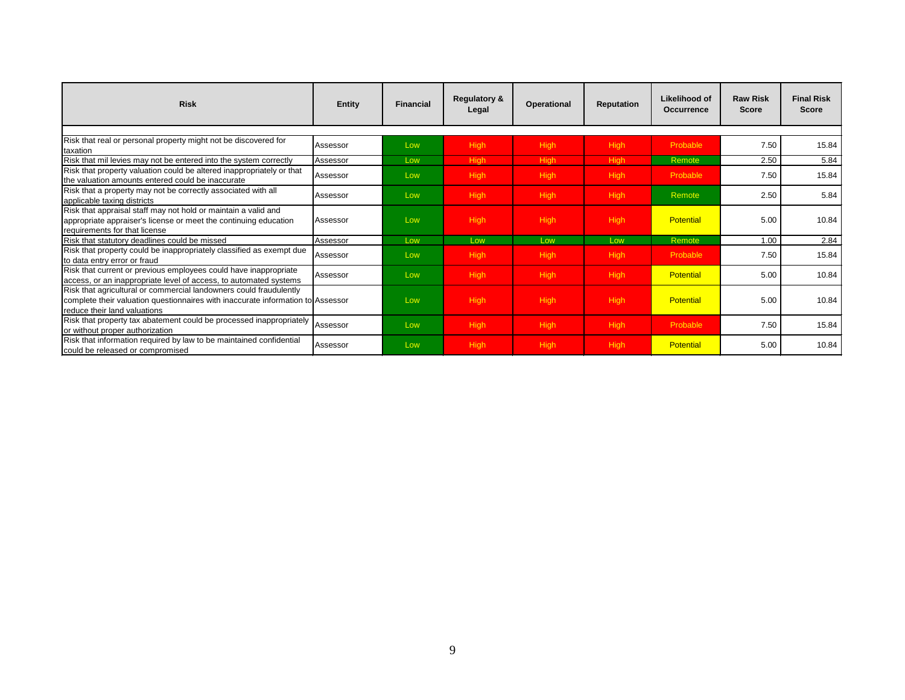| Risk | Entity | Financial | Regulatory & Legal | Operational | Reputation | Likelihood of Occurrence | Raw Risk Score | Final Risk Score |
|---|---|---|---|---|---|---|---|---|
| Risk that real or personal property might not be discovered for taxation | Assessor | Low | High | High | High | Probable | 7.50 | 15.84 |
| Risk that mil levies may not be entered into the system correctly | Assessor | Low | High | High | High | Remote | 2.50 | 5.84 |
| Risk that property valuation could be altered inappropriately or that the valuation amounts entered could be inaccurate | Assessor | Low | High | High | High | Probable | 7.50 | 15.84 |
| Risk that a property may not be correctly associated with all applicable taxing districts | Assessor | Low | High | High | High | Remote | 2.50 | 5.84 |
| Risk that appraisal staff may not hold or maintain a valid and appropriate appraiser's license or meet the continuing education requirements for that license | Assessor | Low | High | High | High | Potential | 5.00 | 10.84 |
| Risk that statutory deadlines could be missed | Assessor | Low | Low | Low | Low | Remote | 1.00 | 2.84 |
| Risk that property could be inappropriately classified as exempt due to data entry error or fraud | Assessor | Low | High | High | High | Probable | 7.50 | 15.84 |
| Risk that current or previous employees could have inappropriate access, or an inappropriate level of access, to automated systems | Assessor | Low | High | High | High | Potential | 5.00 | 10.84 |
| Risk that agricultural or commercial landowners could fraudulently complete their valuation questionnaires with inaccurate information to reduce their land valuations | Assessor | Low | High | High | High | Potential | 5.00 | 10.84 |
| Risk that property tax abatement could be processed inappropriately or without proper authorization | Assessor | Low | High | High | High | Probable | 7.50 | 15.84 |
| Risk that information required by law to be maintained confidential could be released or compromised | Assessor | Low | High | High | High | Potential | 5.00 | 10.84 |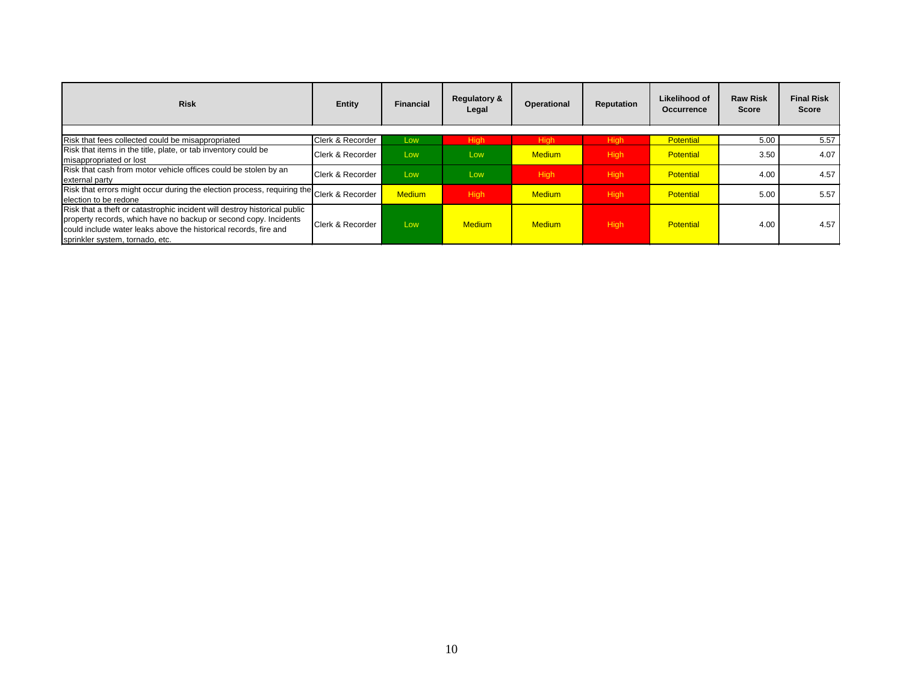| Risk | Entity | Financial | Regulatory & Legal | Operational | Reputation | Likelihood of Occurrence | Raw Risk Score | Final Risk Score |
|---|---|---|---|---|---|---|---|---|
| Risk that fees collected could be misappropriated | Clerk & Recorder | Low | High | High | High | Potential | 5.00 | 5.57 |
| Risk that items in the title, plate, or tab inventory could be misappropriated or lost | Clerk & Recorder | Low | Low | Medium | High | Potential | 3.50 | 4.07 |
| Risk that cash from motor vehicle offices could be stolen by an external party | Clerk & Recorder | Low | Low | High | High | Potential | 4.00 | 4.57 |
| Risk that errors might occur during the election process, requiring the election to be redone | Clerk & Recorder | Medium | High | Medium | High | Potential | 5.00 | 5.57 |
| Risk that a theft or catastrophic incident will destroy historical public property records, which have no backup or second copy. Incidents could include water leaks above the historical records, fire and sprinkler system, tornado, etc. | Clerk & Recorder | Low | Medium | Medium | High | Potential | 4.00 | 4.57 |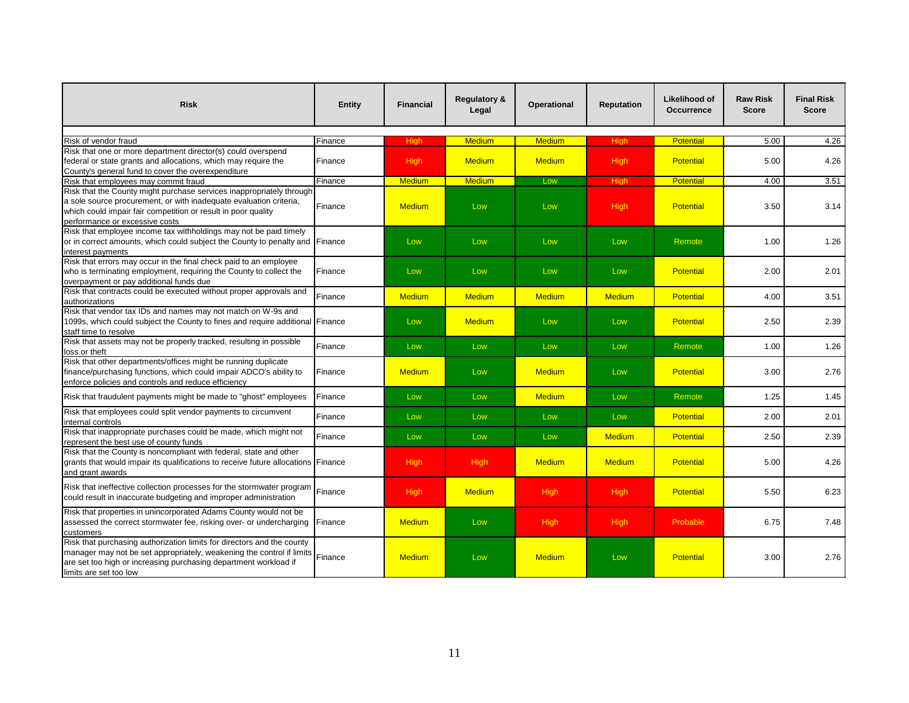| Risk | Entity | Financial | Regulatory & Legal | Operational | Reputation | Likelihood of Occurrence | Raw Risk Score | Final Risk Score |
|---|---|---|---|---|---|---|---|---|
| Risk of vendor fraud | Finance | High | Medium | Medium | High | Potential | 5.00 | 4.26 |
| Risk that one or more department director(s) could overspend federal or state grants and allocations, which may require the County's general fund to cover the overexpenditure | Finance | High | Medium | Medium | High | Potential | 5.00 | 4.26 |
| Risk that employees may commit fraud | Finance | Medium | Medium | Low | High | Potential | 4.00 | 3.51 |
| Risk that the County might purchase services inappropriately through a sole source procurement, or with inadequate evaluation criteria, which could impair fair competition or result in poor quality performance or excessive costs | Finance | Medium | Low | Low | High | Potential | 3.50 | 3.14 |
| Risk that employee income tax withholdings may not be paid timely or in correct amounts, which could subject the County to penalty and interest payments | Finance | Low | Low | Low | Low | Remote | 1.00 | 1.26 |
| Risk that errors may occur in the final check paid to an employee who is terminating employment, requiring the County to collect the overpayment or pay additional funds due | Finance | Low | Low | Low | Low | Potential | 2.00 | 2.01 |
| Risk that contracts could be executed without proper approvals and authorizations | Finance | Medium | Medium | Medium | Medium | Potential | 4.00 | 3.51 |
| Risk that vendor tax IDs and names may not match on W-9s and 1099s, which could subject the County to fines and require additional staff time to resolve | Finance | Low | Medium | Low | Low | Potential | 2.50 | 2.39 |
| Risk that assets may not be properly tracked, resulting in possible loss or theft | Finance | Low | Low | Low | Low | Remote | 1.00 | 1.26 |
| Risk that other departments/offices might be running duplicate finance/purchasing functions, which could impair ADCO's ability to enforce policies and controls and reduce efficiency | Finance | Medium | Low | Medium | Low | Potential | 3.00 | 2.76 |
| Risk that fraudulent payments might be made to "ghost" employees | Finance | Low | Low | Medium | Low | Remote | 1.25 | 1.45 |
| Risk that employees could split vendor payments to circumvent internal controls | Finance | Low | Low | Low | Low | Potential | 2.00 | 2.01 |
| Risk that inappropriate purchases could be made, which might not represent the best use of county funds | Finance | Low | Low | Low | Medium | Potential | 2.50 | 2.39 |
| Risk that the County is noncompliant with federal, state and other grants that would impair its qualifications to receive future allocations and grant awards | Finance | High | High | Medium | Medium | Potential | 5.00 | 4.26 |
| Risk that ineffective collection processes for the stormwater program could result in inaccurate budgeting and improper administration | Finance | High | Medium | High | High | Potential | 5.50 | 6.23 |
| Risk that properties in unincorporated Adams County would not be assessed the correct stormwater fee, risking over- or undercharging customers | Finance | Medium | Low | High | High | Probable | 6.75 | 7.48 |
| Risk that purchasing authorization limits for directors and the county manager may not be set appropriately, weakening the control if limits are set too high or increasing purchasing department workload if limits are set too low | Finance | Medium | Low | Medium | Low | Potential | 3.00 | 2.76 |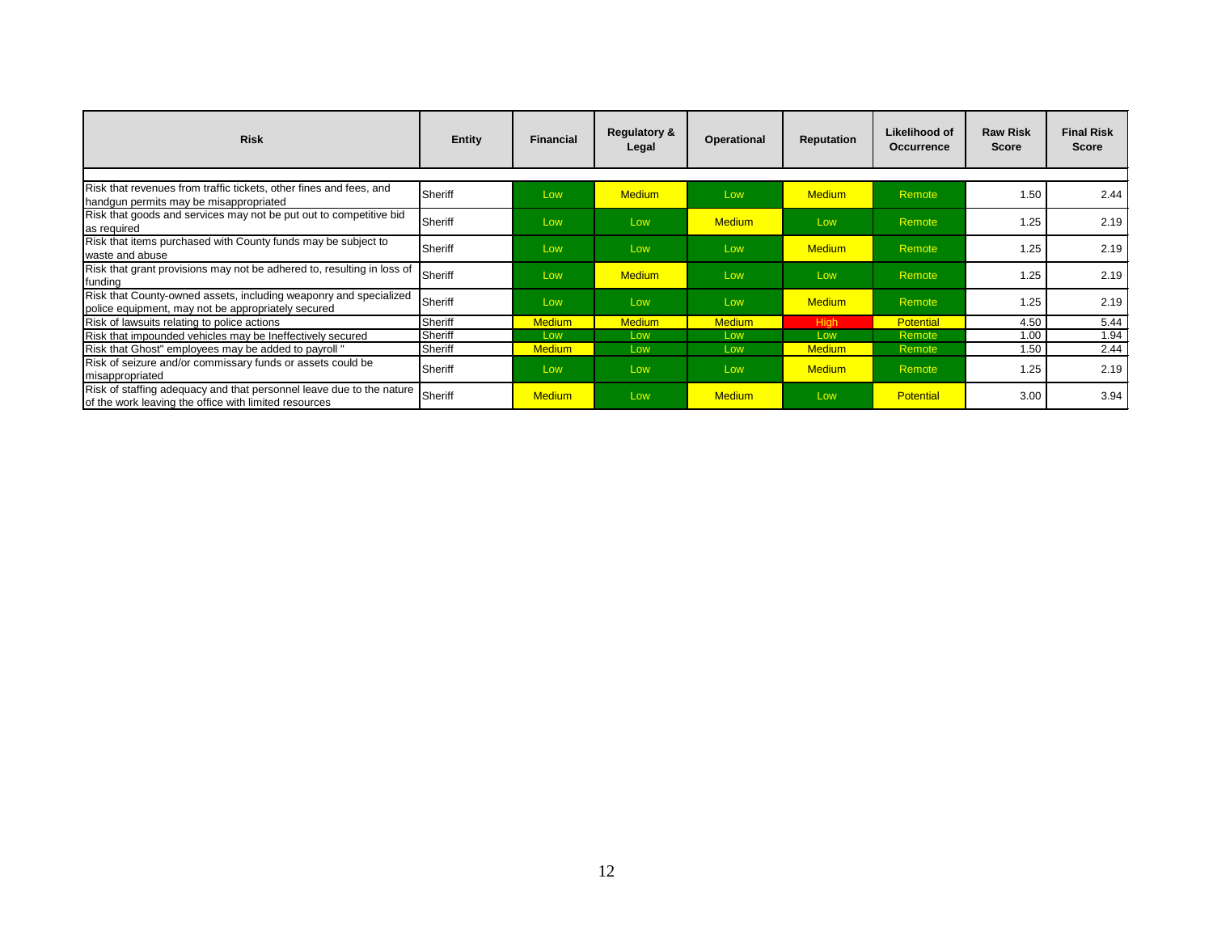| Risk | Entity | Financial | Regulatory & Legal | Operational | Reputation | Likelihood of Occurrence | Raw Risk Score | Final Risk Score |
|---|---|---|---|---|---|---|---|---|
| | | | | | | | | |
| Risk that revenues from traffic tickets, other fines and fees, and handgun permits may be misappropriated | Sheriff | Low | Medium | Low | Medium | Remote | 1.50 | 2.44 |
| Risk that goods and services may not be put out to competitive bid as required | Sheriff | Low | Low | Medium | Low | Remote | 1.25 | 2.19 |
| Risk that items purchased with County funds may be subject to waste and abuse | Sheriff | Low | Low | Low | Medium | Remote | 1.25 | 2.19 |
| Risk that grant provisions may not be adhered to, resulting in loss of funding | Sheriff | Low | Medium | Low | Low | Remote | 1.25 | 2.19 |
| Risk that County-owned assets, including weaponry and specialized police equipment, may not be appropriately secured | Sheriff | Low | Low | Low | Medium | Remote | 1.25 | 2.19 |
| Risk of lawsuits relating to police actions | Sheriff | Medium | Medium | Medium | High | Potential | 4.50 | 5.44 |
| Risk that impounded vehicles may be Ineffectively secured | Sheriff | Low | Low | Low | Low | Remote | 1.00 | 1.94 |
| Risk that Ghost" employees may be added to payroll " | Sheriff | Medium | Low | Low | Medium | Remote | 1.50 | 2.44 |
| Risk of seizure and/or commissary funds or assets could be misappropriated | Sheriff | Low | Low | Low | Medium | Remote | 1.25 | 2.19 |
| Risk of staffing adequacy and that personnel leave due to the nature of the work leaving the office with limited resources | Sheriff | Medium | Low | Medium | Low | Potential | 3.00 | 3.94 |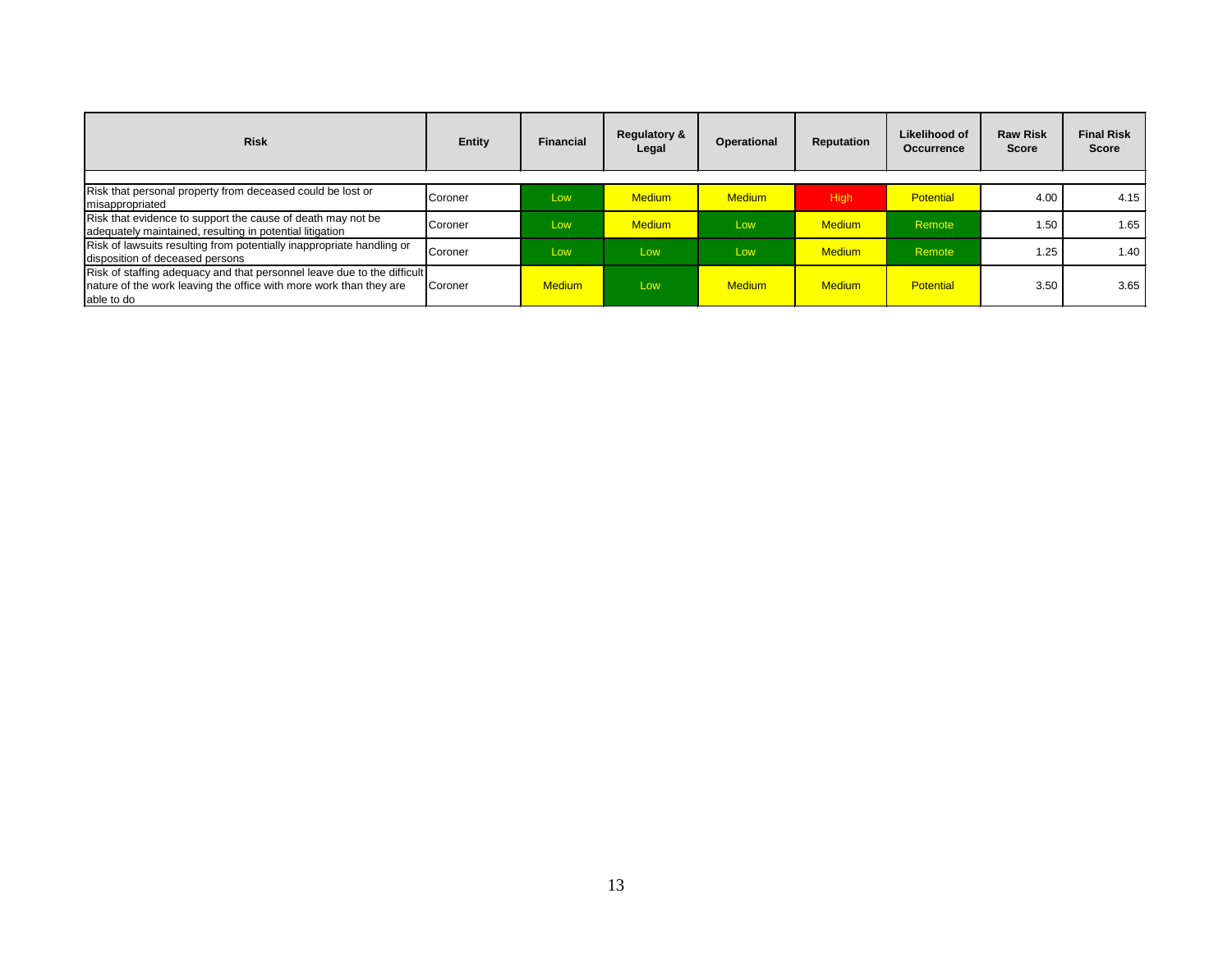| Risk | Entity | Financial | Regulatory & Legal | Operational | Reputation | Likelihood of Occurrence | Raw Risk Score | Final Risk Score |
|---|---|---|---|---|---|---|---|---|
| Risk that personal property from deceased could be lost or misappropriated | Coroner | Low | Medium | Medium | High | Potential | 4.00 | 4.15 |
| Risk that evidence to support the cause of death may not be adequately maintained, resulting in potential litigation | Coroner | Low | Medium | Low | Medium | Remote | 1.50 | 1.65 |
| Risk of lawsuits resulting from potentially inappropriate handling or disposition of deceased persons | Coroner | Low | Low | Low | Medium | Remote | 1.25 | 1.40 |
| Risk of staffing adequacy and that personnel leave due to the difficult nature of the work leaving the office with more work than they are able to do | Coroner | Medium | Low | Medium | Medium | Potential | 3.50 | 3.65 |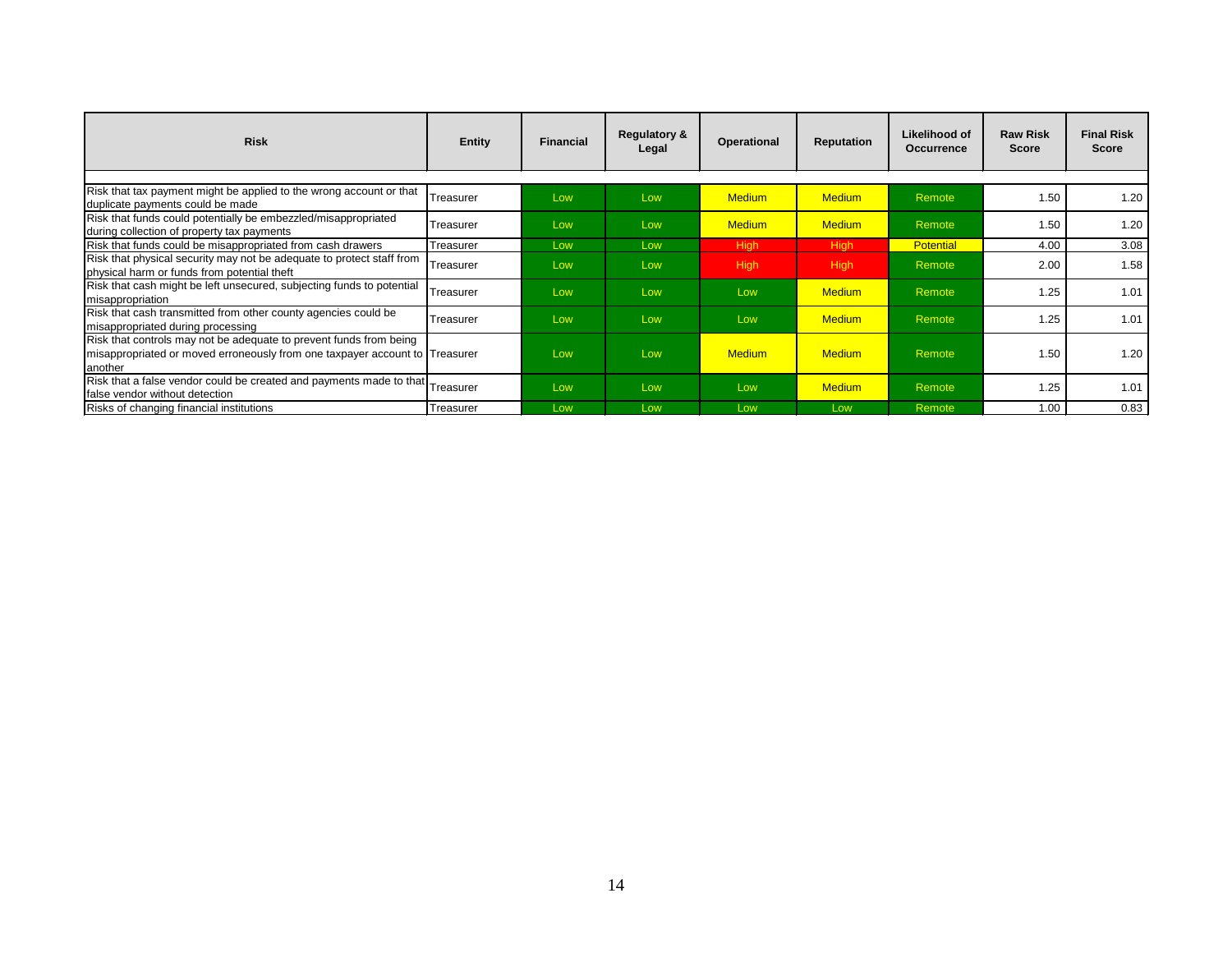| Risk | Entity | Financial | Regulatory & Legal | Operational | Reputation | Likelihood of Occurrence | Raw Risk Score | Final Risk Score |
|---|---|---|---|---|---|---|---|---|
| Risk that tax payment might be applied to the wrong account or that duplicate payments could be made | Treasurer | Low | Low | Medium | Medium | Remote | 1.50 | 1.20 |
| Risk that funds could potentially be embezzled/misappropriated during collection of property tax payments | Treasurer | Low | Low | Medium | Medium | Remote | 1.50 | 1.20 |
| Risk that funds could be misappropriated from cash drawers | Treasurer | Low | Low | High | High | Potential | 4.00 | 3.08 |
| Risk that physical security may not be adequate to protect staff from physical harm or funds from potential theft | Treasurer | Low | Low | High | High | Remote | 2.00 | 1.58 |
| Risk that cash might be left unsecured, subjecting funds to potential misappropriation | Treasurer | Low | Low | Low | Medium | Remote | 1.25 | 1.01 |
| Risk that cash transmitted from other county agencies could be misappropriated during processing | Treasurer | Low | Low | Low | Medium | Remote | 1.25 | 1.01 |
| Risk that controls may not be adequate to prevent funds from being misappropriated or moved erroneously from one taxpayer account to another | Treasurer | Low | Low | Medium | Medium | Remote | 1.50 | 1.20 |
| Risk that a false vendor could be created and payments made to that false vendor without detection | Treasurer | Low | Low | Low | Medium | Remote | 1.25 | 1.01 |
| Risks of changing financial institutions | Treasurer | Low | Low | Low | Low | Remote | 1.00 | 0.83 |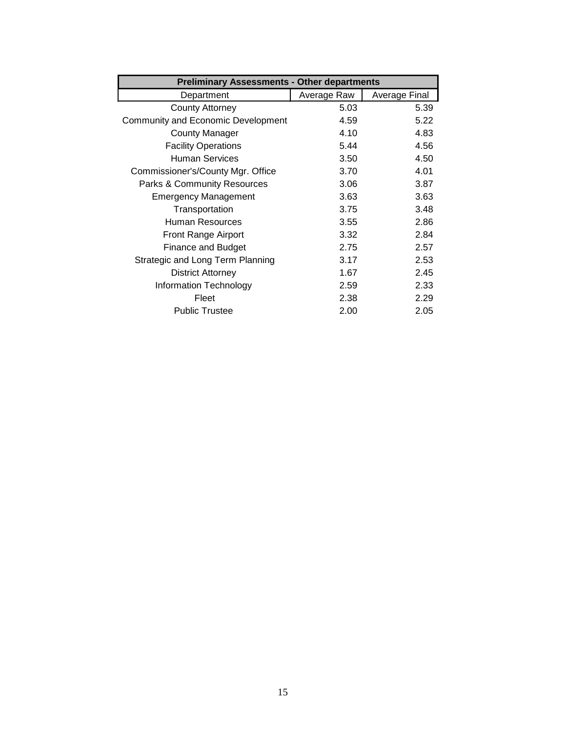| Preliminary Assessments - Other departments | | |
|---|---|---|
| Department | Average Raw | Average Final |
| County Attorney | 5.03 | 5.39 |
| Community and Economic Development | 4.59 | 5.22 |
| County Manager | 4.10 | 4.83 |
| Facility Operations | 5.44 | 4.56 |
| Human Services | 3.50 | 4.50 |
| Commissioner's/County Mgr. Office | 3.70 | 4.01 |
| Parks & Community Resources | 3.06 | 3.87 |
| Emergency Management | 3.63 | 3.63 |
| Transportation | 3.75 | 3.48 |
| Human Resources | 3.55 | 2.86 |
| Front Range Airport | 3.32 | 2.84 |
| Finance and Budget | 2.75 | 2.57 |
| Strategic and Long Term Planning | 3.17 | 2.53 |
| District Attorney | 1.67 | 2.45 |
| Information Technology | 2.59 | 2.33 |
| Fleet | 2.38 | 2.29 |
| Public Trustee | 2.00 | 2.05 |